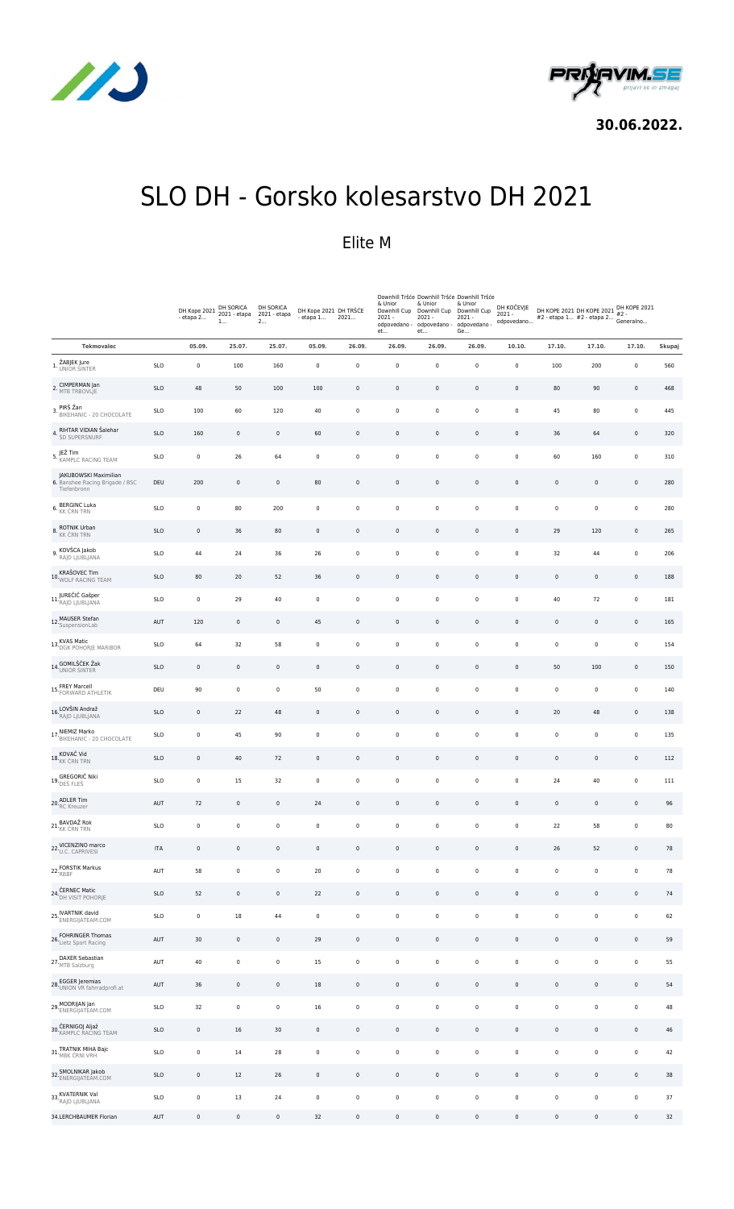30.06.2022.

# SLO DH - Gorsko kolesarstvo DH 2021

## Elite M

| Tekmovalec | | DH Kope 2021 - etapa 2... | DH SORICA 2021 - etapa 1... | DH SORICA 2021 - etapa 2... | DH Kope 2021 - etapa 1... | DH TRŠĆE 2021... | Downhill Tršće & Unior Downhill Cup 2021 - odpovedano - et... | Downhill Tršće & Unior Downhill Cup 2021 - odpovedano - et... | Downhill Tršće & Unior Downhill Cup 2021 - odpovedano - Ge... | DH KOČEVJE 2021 - odpovedano... | DH KOPE 2021 #2 - etapa 1... | DH KOPE 2021 #2 - etapa 2... | DH KOPE 2021 #2 - Generalno... | |
|---|---|---|---|---|---|---|---|---|---|---|---|---|---|---|
| | | 05.09. | 25.07. | 25.07. | 05.09. | 26.09. | 26.09. | 26.09. | 26.09. | 10.10. | 17.10. | 17.10. | 17.10. | Skupaj |
| 1. ŽABJEK Jure UNIOR SINTER | SLO | 0 | 100 | 160 | 0 | 0 | 0 | 0 | 0 | 0 | 100 | 200 | 0 | 560 |
| 2. CIMPERMAN Jan MTB TRBOVLJE | SLO | 48 | 50 | 100 | 100 | 0 | 0 | 0 | 0 | 0 | 80 | 90 | 0 | 468 |
| 3. PIRŠ Žan BIKEHANIC - 20 CHOCOLATE | SLO | 100 | 60 | 120 | 40 | 0 | 0 | 0 | 0 | 0 | 45 | 80 | 0 | 445 |
| 4. RIHTAR VIDIAN Šalehar ŠD SUPERSNURF | SLO | 160 | 0 | 0 | 60 | 0 | 0 | 0 | 0 | 0 | 36 | 64 | 0 | 320 |
| 5. JEŽ Tim KAMPLC RACING TEAM | SLO | 0 | 26 | 64 | 0 | 0 | 0 | 0 | 0 | 0 | 60 | 160 | 0 | 310 |
| 6. JAKUBOWSKI Maximilian Banshee Racing Brigade / BSC Tiefenbronn | DEU | 200 | 0 | 0 | 80 | 0 | 0 | 0 | 0 | 0 | 0 | 0 | 0 | 280 |
| 6. BERGINC Luka KK ČRN TRN | SLO | 0 | 80 | 200 | 0 | 0 | 0 | 0 | 0 | 0 | 0 | 0 | 0 | 280 |
| 8. ROTNIK Urban KK ČRN TRN | SLO | 0 | 36 | 80 | 0 | 0 | 0 | 0 | 0 | 0 | 29 | 120 | 0 | 265 |
| 9. KOVŠCA Jakob RAJD LJUBLJANA | SLO | 44 | 24 | 36 | 26 | 0 | 0 | 0 | 0 | 0 | 32 | 44 | 0 | 206 |
| 10. KRAŠOVEC Tim WOLF RACING TEAM | SLO | 80 | 20 | 52 | 36 | 0 | 0 | 0 | 0 | 0 | 0 | 0 | 0 | 188 |
| 11. JUREČIĆ Gašper RAJD LJUBLJANA | SLO | 0 | 29 | 40 | 0 | 0 | 0 | 0 | 0 | 0 | 40 | 72 | 0 | 181 |
| 12. MAUSER Stefan SuspensionLab | AUT | 120 | 0 | 0 | 45 | 0 | 0 | 0 | 0 | 0 | 0 | 0 | 0 | 165 |
| 13. KVAS Matic DGK POHORJE MARIBOR | SLO | 64 | 32 | 58 | 0 | 0 | 0 | 0 | 0 | 0 | 0 | 0 | 0 | 154 |
| 14. GOMILŠČEK Žak UNIOR SINTER | SLO | 0 | 0 | 0 | 0 | 0 | 0 | 0 | 0 | 0 | 50 | 100 | 0 | 150 |
| 15. FREY Marcell FORWARD ATHLETIK | DEU | 90 | 0 | 0 | 50 | 0 | 0 | 0 | 0 | 0 | 0 | 0 | 0 | 140 |
| 16. LOVŠIN Andraž RAJD LJUBLJANA | SLO | 0 | 22 | 48 | 0 | 0 | 0 | 0 | 0 | 0 | 20 | 48 | 0 | 138 |
| 17. NIEMIZ Marko BIKEHANIC - 20 CHOCOLATE | SLO | 0 | 45 | 90 | 0 | 0 | 0 | 0 | 0 | 0 | 0 | 0 | 0 | 135 |
| 18. KOVAČ Vid KK ČRN TRN | SLO | 0 | 40 | 72 | 0 | 0 | 0 | 0 | 0 | 0 | 0 | 0 | 0 | 112 |
| 19. GREGORIČ Niki DEŠ FLEŠ | SLO | 0 | 15 | 32 | 0 | 0 | 0 | 0 | 0 | 0 | 24 | 40 | 0 | 111 |
| 20. ADLER Tim RC Kreuzer | AUT | 72 | 0 | 0 | 24 | 0 | 0 | 0 | 0 | 0 | 0 | 0 | 0 | 96 |
| 21. BAVDAŽ Rok KK ČRN TRN | SLO | 0 | 0 | 0 | 0 | 0 | 0 | 0 | 0 | 0 | 22 | 58 | 0 | 80 |
| 22. VICENZINO marco U.C. CAPRIVESI | ITA | 0 | 0 | 0 | 0 | 0 | 0 | 0 | 0 | 0 | 26 | 52 | 0 | 78 |
| 22. FORSTIK Markus RBBF | AUT | 58 | 0 | 0 | 20 | 0 | 0 | 0 | 0 | 0 | 0 | 0 | 0 | 78 |
| 24. ČERNEC Matic DH VISIT POHORJE | SLO | 52 | 0 | 0 | 22 | 0 | 0 | 0 | 0 | 0 | 0 | 0 | 0 | 74 |
| 25. IVARTNIK david ENERGIJATEAM.COM | SLO | 0 | 18 | 44 | 0 | 0 | 0 | 0 | 0 | 0 | 0 | 0 | 0 | 62 |
| 26. FOHRINGER Thomas Lietz Sport Racing | AUT | 30 | 0 | 0 | 29 | 0 | 0 | 0 | 0 | 0 | 0 | 0 | 0 | 59 |
| 27. DAXER Sebastian MTB Salzburg | AUT | 40 | 0 | 0 | 15 | 0 | 0 | 0 | 0 | 0 | 0 | 0 | 0 | 55 |
| 28. EGGER Jeremias UNION VR fahrradprofi.at | AUT | 36 | 0 | 0 | 18 | 0 | 0 | 0 | 0 | 0 | 0 | 0 | 0 | 54 |
| 29. MODRIJAN Jan ENERGIJATEAM.COM | SLO | 32 | 0 | 0 | 16 | 0 | 0 | 0 | 0 | 0 | 0 | 0 | 0 | 48 |
| 30. ČERNIGOJ Aljaž KAMPLC RACING TEAM | SLO | 0 | 16 | 30 | 0 | 0 | 0 | 0 | 0 | 0 | 0 | 0 | 0 | 46 |
| 31. TRATNIK MIHA Bajc MBK ČRNI VRH | SLO | 0 | 14 | 28 | 0 | 0 | 0 | 0 | 0 | 0 | 0 | 0 | 0 | 42 |
| 32. SMOLNIKAR Jakob ENERGIJATEAM.COM | SLO | 0 | 12 | 26 | 0 | 0 | 0 | 0 | 0 | 0 | 0 | 0 | 0 | 38 |
| 33. KVATERNIK Val RAJD LJUBLJANA | SLO | 0 | 13 | 24 | 0 | 0 | 0 | 0 | 0 | 0 | 0 | 0 | 0 | 37 |
| 34. LERCHBAUMER Florian | AUT | 0 | 0 | 0 | 32 | 0 | 0 | 0 | 0 | 0 | 0 | 0 | 0 | 32 |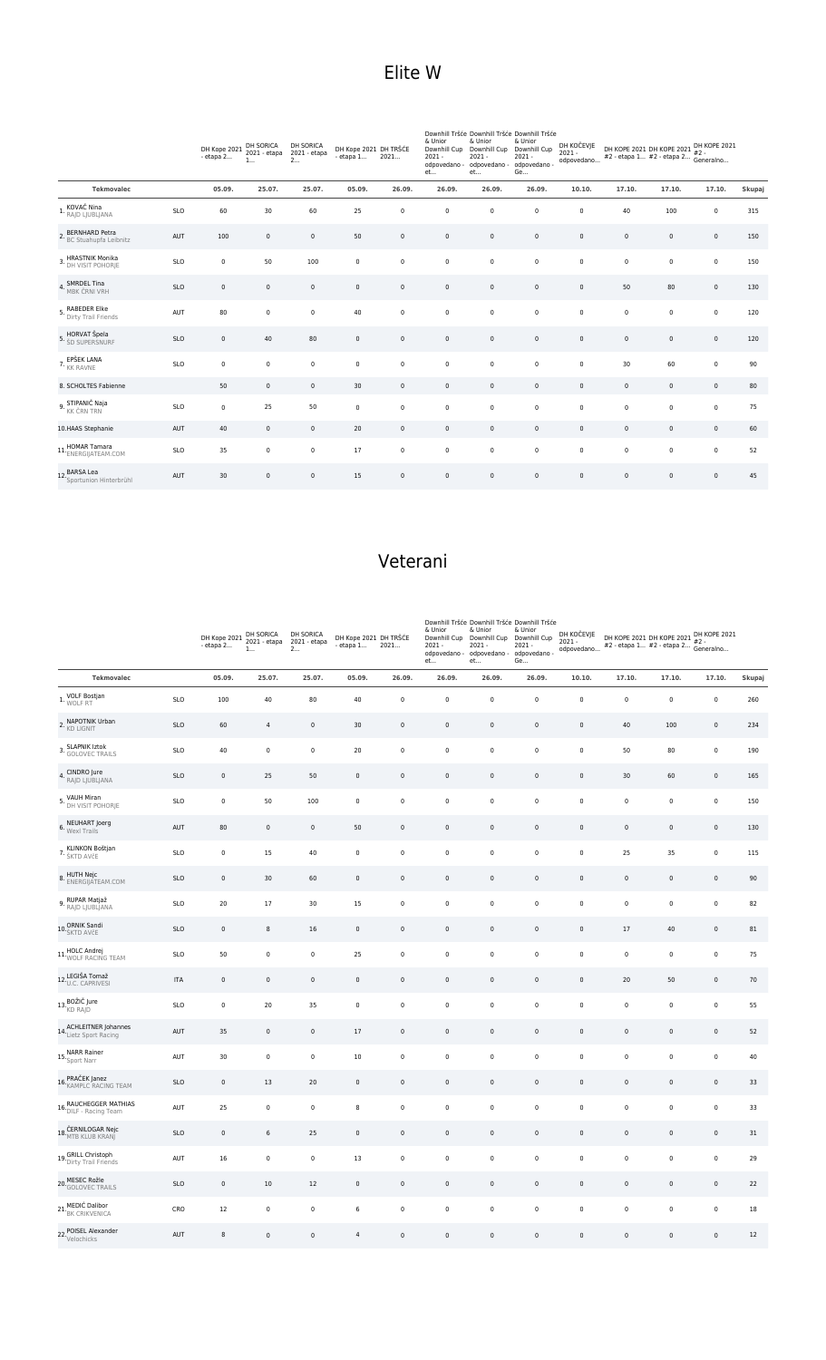# Elite W

| Tekmovalec | | DH Kope 2021 - etapa 2... | DH SORICA 2021 - etapa 1... | DH SORICA 2021 - etapa 2... | DH Kope 2021 - etapa 1... | DH TRŠĆE 2021... | Downhill Tršće & Unior Downhill Cup 2021 - odpovedano - et... | Downhill Tršće & Unior Downhill Cup 2021 - odpovedano - et... | Downhill Tršće & Unior Downhill Cup 2021 - odpovedano - Ge... | DH KOČEVJE 2021 - odpovedano... | DH KOPE 2021 #2 - etapa 1... | DH KOPE 2021 #2 - etapa 2... | DH KOPE 2021 #2 - Generalno... | |
|---|---|---|---|---|---|---|---|---|---|---|---|---|---|---|
| | | 05.09. | 25.07. | 25.07. | 05.09. | 26.09. | 26.09. | 26.09. | 26.09. | 10.10. | 17.10. | 17.10. | 17.10. | Skupaj |
| 1. KOVAČ Nina RAJD LJUBLJANA | SLO | 60 | 30 | 60 | 25 | 0 | 0 | 0 | 0 | 0 | 40 | 100 | 0 | 315 |
| 2. BERNHARD Petra BC Stuahupfa Leibnitz | AUT | 100 | 0 | 0 | 50 | 0 | 0 | 0 | 0 | 0 | 0 | 0 | 0 | 150 |
| 3. HRASTNIK Monika DH VISIT POHORJE | SLO | 0 | 50 | 100 | 0 | 0 | 0 | 0 | 0 | 0 | 0 | 0 | 0 | 150 |
| 4. SMRDEL Tina MBK ČRNI VRH | SLO | 0 | 0 | 0 | 0 | 0 | 0 | 0 | 0 | 0 | 50 | 80 | 0 | 130 |
| 5. RABEDER Elke Dirty Trail Friends | AUT | 80 | 0 | 0 | 40 | 0 | 0 | 0 | 0 | 0 | 0 | 0 | 0 | 120 |
| 5. HORVAT Špela ŠD SUPERSNURF | SLO | 0 | 40 | 80 | 0 | 0 | 0 | 0 | 0 | 0 | 0 | 0 | 0 | 120 |
| 7. EPŠEK LANA KK RAVNE | SLO | 0 | 0 | 0 | 0 | 0 | 0 | 0 | 0 | 0 | 30 | 60 | 0 | 90 |
| 8. SCHOLTES Fabienne | | 50 | 0 | 0 | 30 | 0 | 0 | 0 | 0 | 0 | 0 | 0 | 0 | 80 |
| 9. STIPANIĆ Naja KK ČRN TRN | SLO | 0 | 25 | 50 | 0 | 0 | 0 | 0 | 0 | 0 | 0 | 0 | 0 | 75 |
| 10. HAAS Stephanie | AUT | 40 | 0 | 0 | 20 | 0 | 0 | 0 | 0 | 0 | 0 | 0 | 0 | 60 |
| 11. HOMAR Tamara ENERGIJATEAM.COM | SLO | 35 | 0 | 0 | 17 | 0 | 0 | 0 | 0 | 0 | 0 | 0 | 0 | 52 |
| 12. BARSA Lea Sportunion Hinterbrühl | AUT | 30 | 0 | 0 | 15 | 0 | 0 | 0 | 0 | 0 | 0 | 0 | 0 | 45 |

# Veterani

| Tekmovalec | | DH Kope 2021 - etapa 2... | DH SORICA 2021 - etapa 1... | DH SORICA 2021 - etapa 2... | DH Kope 2021 - etapa 1... | DH TRŠĆE 2021... | Downhill Tršće & Unior Downhill Cup 2021 - odpovedano - et... | Downhill Tršće & Unior Downhill Cup 2021 - odpovedano - et... | Downhill Tršće & Unior Downhill Cup 2021 - odpovedano - Ge... | DH KOČEVJE 2021 - odpovedano... | DH KOPE 2021 #2 - etapa 1... | DH KOPE 2021 #2 - etapa 2... | DH KOPE 2021 #2 - Generalno... | |
|---|---|---|---|---|---|---|---|---|---|---|---|---|---|---|
| | | 05.09. | 25.07. | 25.07. | 05.09. | 26.09. | 26.09. | 26.09. | 26.09. | 10.10. | 17.10. | 17.10. | 17.10. | Skupaj |
| 1. VOLF Bostjan WOLF RT | SLO | 100 | 40 | 80 | 40 | 0 | 0 | 0 | 0 | 0 | 0 | 0 | 0 | 260 |
| 2. NAPOTNIK Urban KD LIGNIT | SLO | 60 | 4 | 0 | 30 | 0 | 0 | 0 | 0 | 0 | 40 | 100 | 0 | 234 |
| 3. SLAPNIK Iztok GOLOVEC TRAILS | SLO | 40 | 0 | 0 | 20 | 0 | 0 | 0 | 0 | 0 | 50 | 80 | 0 | 190 |
| 4. CINDRO Jure RAJD LJUBLJANA | SLO | 0 | 25 | 50 | 0 | 0 | 0 | 0 | 0 | 0 | 30 | 60 | 0 | 165 |
| 5. VAUH Miran DH VISIT POHORJE | SLO | 0 | 50 | 100 | 0 | 0 | 0 | 0 | 0 | 0 | 0 | 0 | 0 | 150 |
| 6. NEUHART Joerg Wexl Trails | AUT | 80 | 0 | 0 | 50 | 0 | 0 | 0 | 0 | 0 | 0 | 0 | 0 | 130 |
| 7. KLINKON Boštjan ŠKTD AVČE | SLO | 0 | 15 | 40 | 0 | 0 | 0 | 0 | 0 | 0 | 25 | 35 | 0 | 115 |
| 8. HUTH Nejc ENERGIJATEAM.COM | SLO | 0 | 30 | 60 | 0 | 0 | 0 | 0 | 0 | 0 | 0 | 0 | 0 | 90 |
| 9. RUPAR Matjaž RAJD LJUBLJANA | SLO | 20 | 17 | 30 | 15 | 0 | 0 | 0 | 0 | 0 | 0 | 0 | 0 | 82 |
| 10. ORNIK Sandi ŠKTD AVČE | SLO | 0 | 8 | 16 | 0 | 0 | 0 | 0 | 0 | 0 | 17 | 40 | 0 | 81 |
| 11. HOLC Andrej WOLF RACING TEAM | SLO | 50 | 0 | 0 | 25 | 0 | 0 | 0 | 0 | 0 | 0 | 0 | 0 | 75 |
| 12. LEGIŠA Tomaž U.C. CAPRIVESI | ITA | 0 | 0 | 0 | 0 | 0 | 0 | 0 | 0 | 0 | 20 | 50 | 0 | 70 |
| 13. BOŽIČ Jure KD RAJD | SLO | 0 | 20 | 35 | 0 | 0 | 0 | 0 | 0 | 0 | 0 | 0 | 0 | 55 |
| 14. ACHLEITNER Johannes Lietz Sport Racing | AUT | 35 | 0 | 0 | 17 | 0 | 0 | 0 | 0 | 0 | 0 | 0 | 0 | 52 |
| 15. NARR Rainer Sport Narr | AUT | 30 | 0 | 0 | 10 | 0 | 0 | 0 | 0 | 0 | 0 | 0 | 0 | 40 |
| 16. PRAČEK Janez KAMPLC RACING TEAM | SLO | 0 | 13 | 20 | 0 | 0 | 0 | 0 | 0 | 0 | 0 | 0 | 0 | 33 |
| 16. RAUCHEGGER MATHIAS DILF - Racing Team | AUT | 25 | 0 | 0 | 8 | 0 | 0 | 0 | 0 | 0 | 0 | 0 | 0 | 33 |
| 18. ČERNILOGAR Nejc MTB KLUB KRANJ | SLO | 0 | 6 | 25 | 0 | 0 | 0 | 0 | 0 | 0 | 0 | 0 | 0 | 31 |
| 19. GRILL Christoph Dirty Trail Friends | AUT | 16 | 0 | 0 | 13 | 0 | 0 | 0 | 0 | 0 | 0 | 0 | 0 | 29 |
| 20. MESEC Rožle GOLOVEC TRAILS | SLO | 0 | 10 | 12 | 0 | 0 | 0 | 0 | 0 | 0 | 0 | 0 | 0 | 22 |
| 21. MEDIĆ Dalibor BK CRIKVENICA | CRO | 12 | 0 | 0 | 6 | 0 | 0 | 0 | 0 | 0 | 0 | 0 | 0 | 18 |
| 22. POISEL Alexander Velochicks | AUT | 8 | 0 | 0 | 4 | 0 | 0 | 0 | 0 | 0 | 0 | 0 | 0 | 12 |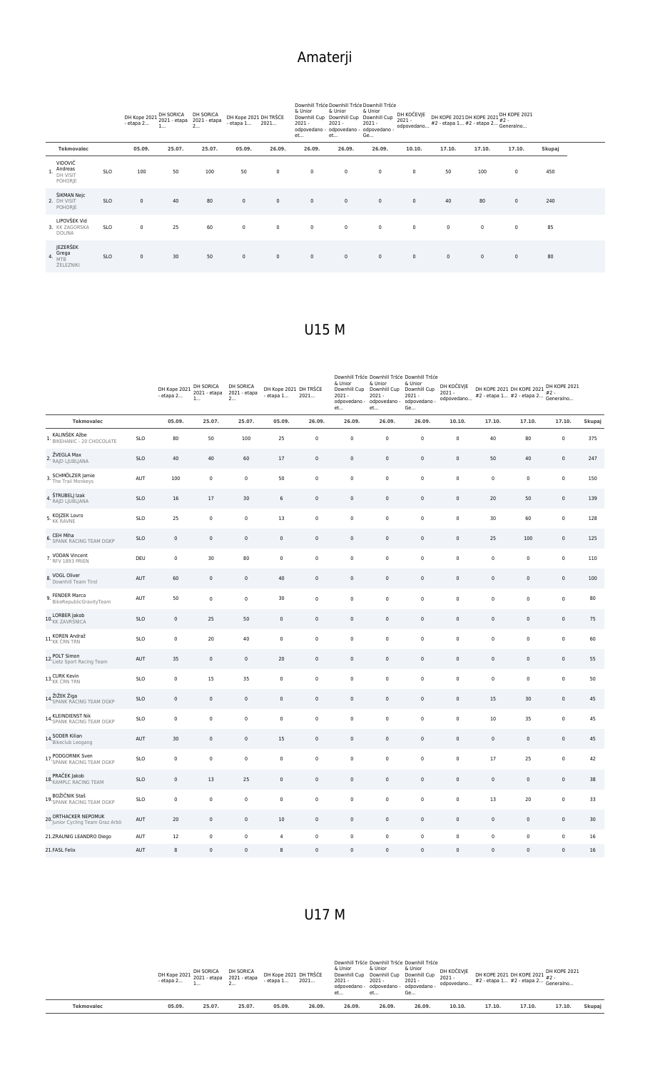# Amaterji

| | Tekmovalec | | DH Kope 2021 - etapa 2... | DH SORICA 2021 - etapa 1... | DH SORICA 2021 - etapa 2... | DH Kope 2021 - etapa 1... | DH TRŠČE 2021... | Downhill Ťršče & Unior Downhill Cup 2021 - odpovedano - et... | Downhill Ťršče & Unior Downhill Cup 2021 - odpovedano - et... | Downhill Ťršče & Unior Downhill Cup 2021 - odpovedano - Ge... | DH KOČEVJE 2021 - odpovedano... | DH KOPE 2021 #2 - etapa 1... | DH KOPE 2021 #2 - etapa 2... | DH KOPE 2021 #2 - Generalno... | Skupaj |
|---|---|---|---|---|---|---|---|---|---|---|---|---|---|---|---|
| | | | 05.09. | 25.07. | 25.07. | 05.09. | 26.09. | 26.09. | 26.09. | 26.09. | 10.10. | 17.10. | 17.10. | 17.10. | |
| 1. | VIDOVIČ Andreas DH VISIT POHORJE | SLO | 100 | 50 | 100 | 50 | 0 | 0 | 0 | 0 | 0 | 50 | 100 | 0 | 450 |
| 2. | ŠIKMAN Nejc DH VISIT POHORJE | SLO | 0 | 40 | 80 | 0 | 0 | 0 | 0 | 0 | 0 | 40 | 80 | 0 | 240 |
| 3. | LIPOVŠEK Vid KK ZAGORSKA DOLINA | SLO | 0 | 25 | 60 | 0 | 0 | 0 | 0 | 0 | 0 | 0 | 0 | 0 | 85 |
| 4. | JEZERŠEK Grega MTB ŽELEZNIKI | SLO | 0 | 30 | 50 | 0 | 0 | 0 | 0 | 0 | 0 | 0 | 0 | 0 | 80 |

# U15 M

| | Tekmovalec | | DH Kope 2021 - etapa 2... | DH SORICA 2021 - etapa 1... | DH SORICA 2021 - etapa 2... | DH Kope 2021 - etapa 1... | DH TRŠČE 2021... | Downhill Ťršče & Unior Downhill Cup 2021 - odpovedano - et... | Downhill Ťršče & Unior Downhill Cup 2021 - odpovedano - et... | Downhill Ťršče & Unior Downhill Cup 2021 - odpovedano - Ge... | DH KOČEVJE 2021 - odpovedano... | DH KOPE 2021 #2 - etapa 1... | DH KOPE 2021 #2 - etapa 2... | DH KOPE 2021 #2 - Generalno... | Skupaj |
|---|---|---|---|---|---|---|---|---|---|---|---|---|---|---|---|
| | | | 05.09. | 25.07. | 25.07. | 05.09. | 26.09. | 26.09. | 26.09. | 26.09. | 10.10. | 17.10. | 17.10. | 17.10. | |
| 1. | KALINŠEK Ažbe BIKEHANIC - 20 CHOCOLATE | SLO | 80 | 50 | 100 | 25 | 0 | 0 | 0 | 0 | 0 | 40 | 80 | 0 | 375 |
| 2. | ŽVEGLA Max RAJD LJUBLJANA | SLO | 40 | 40 | 60 | 17 | 0 | 0 | 0 | 0 | 0 | 50 | 40 | 0 | 247 |
| 3. | SCHMÖLZER Jamie The Trail Monkeys | AUT | 100 | 0 | 0 | 50 | 0 | 0 | 0 | 0 | 0 | 0 | 0 | 0 | 150 |
| 4. | ŠTRUBELJ Izak RAJD LJUBLJANA | SLO | 16 | 17 | 30 | 6 | 0 | 0 | 0 | 0 | 0 | 20 | 50 | 0 | 139 |
| 5. | KOJZEK Lovro KK RAVNE | SLO | 25 | 0 | 0 | 13 | 0 | 0 | 0 | 0 | 0 | 30 | 60 | 0 | 128 |
| 6. | CEH Miha SPANK RACING TEAM DGKP | SLO | 0 | 0 | 0 | 0 | 0 | 0 | 0 | 0 | 0 | 25 | 100 | 0 | 125 |
| 7. | VODAN Vincent RFV 1893 PRIEN | DEU | 0 | 30 | 80 | 0 | 0 | 0 | 0 | 0 | 0 | 0 | 0 | 0 | 110 |
| 8. | VOGL Oliver Downhill Team Tirol | AUT | 60 | 0 | 0 | 40 | 0 | 0 | 0 | 0 | 0 | 0 | 0 | 0 | 100 |
| 9. | FENDER Marco BikeRepublicGravityTeam | AUT | 50 | 0 | 0 | 30 | 0 | 0 | 0 | 0 | 0 | 0 | 0 | 0 | 80 |
| 10. | LORBER Jakob KK ZAVRŠNICA | SLO | 0 | 25 | 50 | 0 | 0 | 0 | 0 | 0 | 0 | 0 | 0 | 0 | 75 |
| 11. | KOREN Andraž KK CRN TRN | SLO | 0 | 20 | 40 | 0 | 0 | 0 | 0 | 0 | 0 | 0 | 0 | 0 | 60 |
| 12. | POLT Simon Lietz Sport Racing Team | AUT | 35 | 0 | 0 | 20 | 0 | 0 | 0 | 0 | 0 | 0 | 0 | 0 | 55 |
| 13. | CURK Kevin KK CRN TRN | SLO | 0 | 15 | 35 | 0 | 0 | 0 | 0 | 0 | 0 | 0 | 0 | 0 | 50 |
| 14. | ŽIŽEK Žiga SPANK RACING TEAM DGKP | SLO | 0 | 0 | 0 | 0 | 0 | 0 | 0 | 0 | 0 | 15 | 30 | 0 | 45 |
| 14. | KLEINDIENST Nik SPANK RACING TEAM DGKP | SLO | 0 | 0 | 0 | 0 | 0 | 0 | 0 | 0 | 0 | 10 | 35 | 0 | 45 |
| 14. | SODER Kilian Bikeclub Leogang | AUT | 30 | 0 | 0 | 15 | 0 | 0 | 0 | 0 | 0 | 0 | 0 | 0 | 45 |
| 17. | PODGORNIK Sven SPANK RACING TEAM DGKP | SLO | 0 | 0 | 0 | 0 | 0 | 0 | 0 | 0 | 0 | 17 | 25 | 0 | 42 |
| 18. | PRAČEK Jakob KAMPLC RACING TEAM | SLO | 0 | 13 | 25 | 0 | 0 | 0 | 0 | 0 | 0 | 0 | 0 | 0 | 38 |
| 19. | BOŽIČNIK Staš SPANK RACING TEAM DGKP | SLO | 0 | 0 | 0 | 0 | 0 | 0 | 0 | 0 | 0 | 13 | 20 | 0 | 33 |
| 20. | ORTHACKER NEPOMUK Junior Cycling Team Graz Arbö | AUT | 20 | 0 | 0 | 10 | 0 | 0 | 0 | 0 | 0 | 0 | 0 | 0 | 30 |
| 21. | ZRAUNIG LEANDRO Diego | AUT | 12 | 0 | 0 | 4 | 0 | 0 | 0 | 0 | 0 | 0 | 0 | 0 | 16 |
| 21. | FASL Felix | AUT | 8 | 0 | 0 | 8 | 0 | 0 | 0 | 0 | 0 | 0 | 0 | 0 | 16 |

# U17 M

| Tekmovalec | DH Kope 2021 - etapa 2... | DH SORICA 2021 - etapa 1... | DH SORICA 2021 - etapa 2... | DH Kope 2021 - etapa 1... | DH TRŠČE 2021... | Downhill Ťršče & Unior Downhill Cup 2021 - odpovedano - et... | Downhill Ťršče & Unior Downhill Cup 2021 - odpovedano - et... | Downhill Ťršče & Unior Downhill Cup 2021 - odpovedano - Ge... | DH KOČEVJE 2021 - odpovedano... | DH KOPE 2021 #2 - etapa 1... | DH KOPE 2021 #2 - etapa 2... | DH KOPE 2021 #2 - Generalno... | Skupaj |
|---|---|---|---|---|---|---|---|---|---|---|---|---|---|
| | 05.09. | 25.07. | 25.07. | 05.09. | 26.09. | 26.09. | 26.09. | 26.09. | 10.10. | 17.10. | 17.10. | 17.10. | |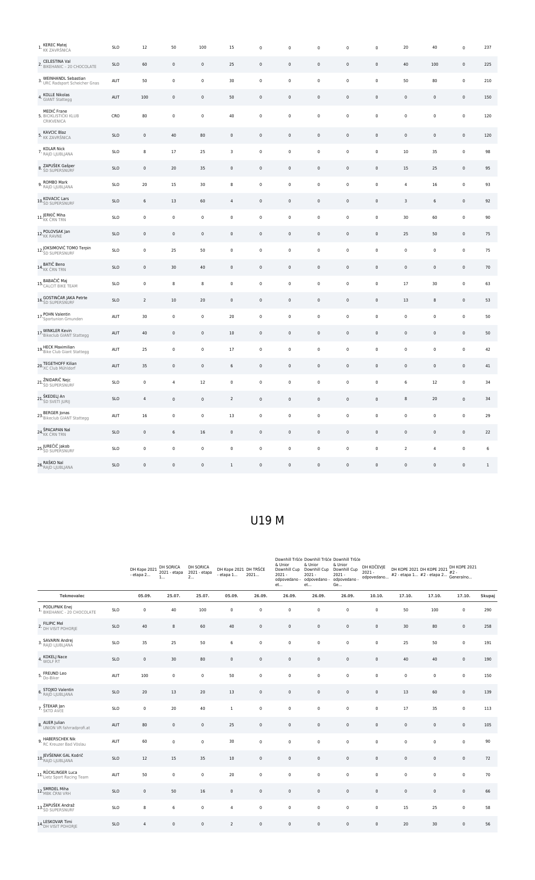| | | | | | | | | | | | | | | |
|---|---|---|---|---|---|---|---|---|---|---|---|---|---|---|
| 1. KEREC Matej KK ZAVRŠNICA | SLO | 12 | 50 | 100 | 15 | 0 | 0 | 0 | 0 | 0 | 20 | 40 | 0 | 237 |
| 2. CELESTINA Val BIKEHANIC – 20 CHOCOLATE | SLO | 60 | 0 | 0 | 25 | 0 | 0 | 0 | 0 | 0 | 40 | 100 | 0 | 225 |
| 3. WEINHANDL Sebastian URC Radsport Scheicher Gnas | AUT | 50 | 0 | 0 | 30 | 0 | 0 | 0 | 0 | 0 | 50 | 80 | 0 | 210 |
| 4. KOLLE Nikolas GIANT Stattegg | AUT | 100 | 0 | 0 | 50 | 0 | 0 | 0 | 0 | 0 | 0 | 0 | 0 | 150 |
| 5. MEDIĆ Frane BICIKLISTIČKI KLUB CRIKVENICA | CRO | 80 | 0 | 0 | 40 | 0 | 0 | 0 | 0 | 0 | 0 | 0 | 0 | 120 |
| 5. KAVCIC Blaz KK ZAVRŠNICA | SLO | 0 | 40 | 80 | 0 | 0 | 0 | 0 | 0 | 0 | 0 | 0 | 0 | 120 |
| 7. KOLAR Nick RAJD LJUBLJANA | SLO | 8 | 17 | 25 | 3 | 0 | 0 | 0 | 0 | 0 | 10 | 35 | 0 | 98 |
| 8. ZAPUŠEK Gašper ŠD SUPERSNURF | SLO | 0 | 20 | 35 | 0 | 0 | 0 | 0 | 0 | 0 | 15 | 25 | 0 | 95 |
| 9. ROMBO Mark RAJD LJUBLJANA | SLO | 20 | 15 | 30 | 8 | 0 | 0 | 0 | 0 | 0 | 4 | 16 | 0 | 93 |
| 10. KOVACIC Lars ŠD SUPERSNURF | SLO | 6 | 13 | 60 | 4 | 0 | 0 | 0 | 0 | 0 | 3 | 6 | 0 | 92 |
| 11. JERKIČ Miha KK ČRN TRN | SLO | 0 | 0 | 0 | 0 | 0 | 0 | 0 | 0 | 0 | 30 | 60 | 0 | 90 |
| 12. POLOVSAK Jan KK RAVNE | SLO | 0 | 0 | 0 | 0 | 0 | 0 | 0 | 0 | 0 | 25 | 50 | 0 | 75 |
| 12. JOKSIMOVIĆ TOMO Terpin ŠD SUPERSNURF | SLO | 0 | 25 | 50 | 0 | 0 | 0 | 0 | 0 | 0 | 0 | 0 | 0 | 75 |
| 14. BATIČ Beno KK ČRN TRN | SLO | 0 | 30 | 40 | 0 | 0 | 0 | 0 | 0 | 0 | 0 | 0 | 0 | 70 |
| 15. BABAČIĆ Maj CALCIT BIKE TEAM | SLO | 0 | 8 | 8 | 0 | 0 | 0 | 0 | 0 | 0 | 17 | 30 | 0 | 63 |
| 16. GOSTINČAR JAKA Petrte ŠD SUPERSNURF | SLO | 2 | 10 | 20 | 0 | 0 | 0 | 0 | 0 | 0 | 13 | 8 | 0 | 53 |
| 17. POHN Valentin Sportunion Gmunden | AUT | 30 | 0 | 0 | 20 | 0 | 0 | 0 | 0 | 0 | 0 | 0 | 0 | 50 |
| 17. WINKLER Kevin Bikeclub GIANT Stattegg | AUT | 40 | 0 | 0 | 10 | 0 | 0 | 0 | 0 | 0 | 0 | 0 | 0 | 50 |
| 19. HECK Maximilian Bike Club Giant Stattegg | AUT | 25 | 0 | 0 | 17 | 0 | 0 | 0 | 0 | 0 | 0 | 0 | 0 | 42 |
| 20. TEGETHOFF Kilian XC Club Mühldorf | AUT | 35 | 0 | 0 | 6 | 0 | 0 | 0 | 0 | 0 | 0 | 0 | 0 | 41 |
| 21. ŽNIDARIČ Nejc ŠD SUPERSNURF | SLO | 0 | 4 | 12 | 0 | 0 | 0 | 0 | 0 | 0 | 6 | 12 | 0 | 34 |
| 21. ŠKEDELJ An ŠD SVETI JURIJ | SLO | 4 | 0 | 0 | 2 | 0 | 0 | 0 | 0 | 0 | 8 | 20 | 0 | 34 |
| 23. BERGER Jonas Bikeclub GIANT Stattegg | AUT | 16 | 0 | 0 | 13 | 0 | 0 | 0 | 0 | 0 | 0 | 0 | 0 | 29 |
| 24. ŠPACAPAN Nal KK ČRN TRN | SLO | 0 | 6 | 16 | 0 | 0 | 0 | 0 | 0 | 0 | 0 | 0 | 0 | 22 |
| 25. JUREČIĆ Jakob ŠD SUPERSNURF | SLO | 0 | 0 | 0 | 0 | 0 | 0 | 0 | 0 | 0 | 2 | 4 | 0 | 6 |
| 26. RAŠKO Nal RAJD LJUBLJANA | SLO | 0 | 0 | 0 | 1 | 0 | 0 | 0 | 0 | 0 | 0 | 0 | 0 | 1 |

# U19 M

| | | DH Kope 2021 - etapa 2... | DH SORICA 2021 - etapa 1... | DH SORICA 2021 - etapa 2... | DH Kope 2021 - etapa 1... | DH TRŠĆE 2021... | Downhill Tršće & Unior Downhill Cup 2021 - odpovedano - et... | Downhill Tršće & Unior Downhill Cup 2021 - odpovedano - et... | Downhill Tršće & Unior Downhill Cup 2021 - odpovedano - Ge... | DH KOČEVJE 2021 - odpovedano... | DH KOPE 2021 #2 - etapa 1... | DH KOPE 2021 #2 - etapa 2... | DH KOPE 2021 #2 - Generalno... | |
|---|---|---|---|---|---|---|---|---|---|---|---|---|---|---|
| **Tekmovalec** | | 05.09. | 25.07. | 25.07. | 05.09. | 26.09. | 26.09. | 26.09. | 26.09. | 10.10. | 17.10. | 17.10. | 17.10. | Skupaj |
| 1. PODLIPNIK Enej BIKEHANIC – 20 CHOCOLATE | SLO | 0 | 40 | 100 | 0 | 0 | 0 | 0 | 0 | 0 | 50 | 100 | 0 | 290 |
| 2. FILIPIC Mel DH VISIT POHORJE | SLO | 40 | 8 | 60 | 40 | 0 | 0 | 0 | 0 | 0 | 30 | 80 | 0 | 258 |
| 3. SAVARIN Andrej RAJD LJUBLJANA | SLO | 35 | 25 | 50 | 6 | 0 | 0 | 0 | 0 | 0 | 25 | 50 | 0 | 191 |
| 4. KOKELJ Nace WOLF RT | SLO | 0 | 30 | 80 | 0 | 0 | 0 | 0 | 0 | 0 | 40 | 40 | 0 | 190 |
| 5. FREUND Leo Do-Biker | AUT | 100 | 0 | 0 | 50 | 0 | 0 | 0 | 0 | 0 | 0 | 0 | 0 | 150 |
| 6. STOJKO Valentin RAJD LJUBLJANA | SLO | 20 | 13 | 20 | 13 | 0 | 0 | 0 | 0 | 0 | 13 | 60 | 0 | 139 |
| 7. ŠTEKAR Jan ŠKTD AVČE | SLO | 0 | 20 | 40 | 1 | 0 | 0 | 0 | 0 | 0 | 17 | 35 | 0 | 113 |
| 8. AUER Julian UNION VR fahrradprofi.at | AUT | 80 | 0 | 0 | 25 | 0 | 0 | 0 | 0 | 0 | 0 | 0 | 0 | 105 |
| 9. HABERSCHEK Nik RC Kreuzer Bad Vöslau | AUT | 60 | 0 | 0 | 30 | 0 | 0 | 0 | 0 | 0 | 0 | 0 | 0 | 90 |
| 10. JEVŠENAK GAL Kodrič RAJD LJUBLJANA | SLO | 12 | 15 | 35 | 10 | 0 | 0 | 0 | 0 | 0 | 0 | 0 | 0 | 72 |
| 11. RÜCKLINGER Luca Lietz Sport Racing Team | AUT | 50 | 0 | 0 | 20 | 0 | 0 | 0 | 0 | 0 | 0 | 0 | 0 | 70 |
| 12. SMRDEL Miha MBK ČRNI VRH | SLO | 0 | 50 | 16 | 0 | 0 | 0 | 0 | 0 | 0 | 0 | 0 | 0 | 66 |
| 13. ZAPUŠEK Andraž ŠD SUPERSNURF | SLO | 8 | 6 | 0 | 4 | 0 | 0 | 0 | 0 | 0 | 15 | 25 | 0 | 58 |
| 14. LESKOVAR Timi DH VISIT POHORJE | SLO | 4 | 0 | 0 | 2 | 0 | 0 | 0 | 0 | 0 | 20 | 30 | 0 | 56 |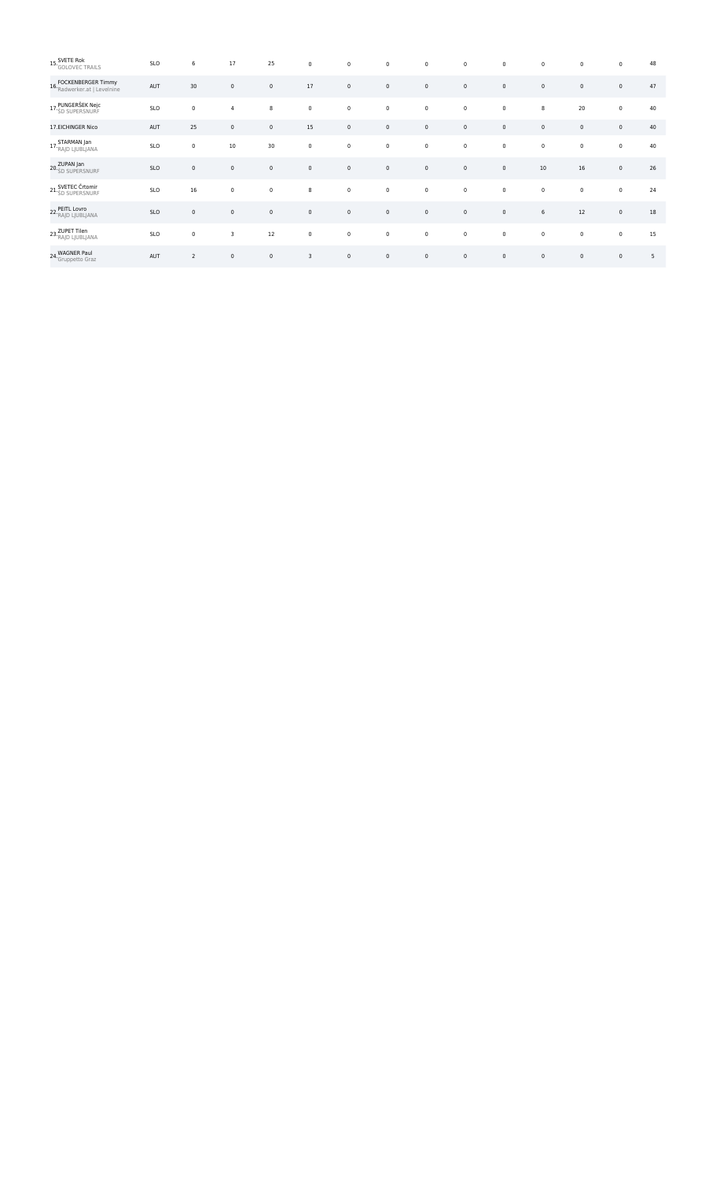| | | | | | | | | | | | | | | |
|---|---|---|---|---|---|---|---|---|---|---|---|---|---|---|
| 15. SVETE Rok<br>GOLOVEC TRAILS | SLO | 6 | 17 | 25 | 0 | 0 | 0 | 0 | 0 | 0 | 0 | 0 | 0 | 48 |
| 16. FOCKENBERGER Timmy<br>Radwerker.at \| Levelnine | AUT | 30 | 0 | 0 | 17 | 0 | 0 | 0 | 0 | 0 | 0 | 0 | 0 | 47 |
| 17. PUNGERŠEK Nejc<br>ŠD SUPERSNURF | SLO | 0 | 4 | 8 | 0 | 0 | 0 | 0 | 0 | 0 | 8 | 20 | 0 | 40 |
| 17. EICHINGER Nico | AUT | 25 | 0 | 0 | 15 | 0 | 0 | 0 | 0 | 0 | 0 | 0 | 0 | 40 |
| 17. STARMAN Jan<br>RAJD LJUBLJANA | SLO | 0 | 10 | 30 | 0 | 0 | 0 | 0 | 0 | 0 | 0 | 0 | 0 | 40 |
| 20. ZUPAN Jan<br>ŠD SUPERSNURF | SLO | 0 | 0 | 0 | 0 | 0 | 0 | 0 | 0 | 0 | 10 | 16 | 0 | 26 |
| 21. SVETEC Črtomir<br>ŠD SUPERSNURF | SLO | 16 | 0 | 0 | 8 | 0 | 0 | 0 | 0 | 0 | 0 | 0 | 0 | 24 |
| 22. PEITL Lovro<br>RAJD LJUBLJANA | SLO | 0 | 0 | 0 | 0 | 0 | 0 | 0 | 0 | 0 | 6 | 12 | 0 | 18 |
| 23. ZUPET Tilen<br>RAJD LJUBLJANA | SLO | 0 | 3 | 12 | 0 | 0 | 0 | 0 | 0 | 0 | 0 | 0 | 0 | 15 |
| 24. WAGNER Paul<br>Gruppetto Graz | AUT | 2 | 0 | 0 | 3 | 0 | 0 | 0 | 0 | 0 | 0 | 0 | 0 | 5 |